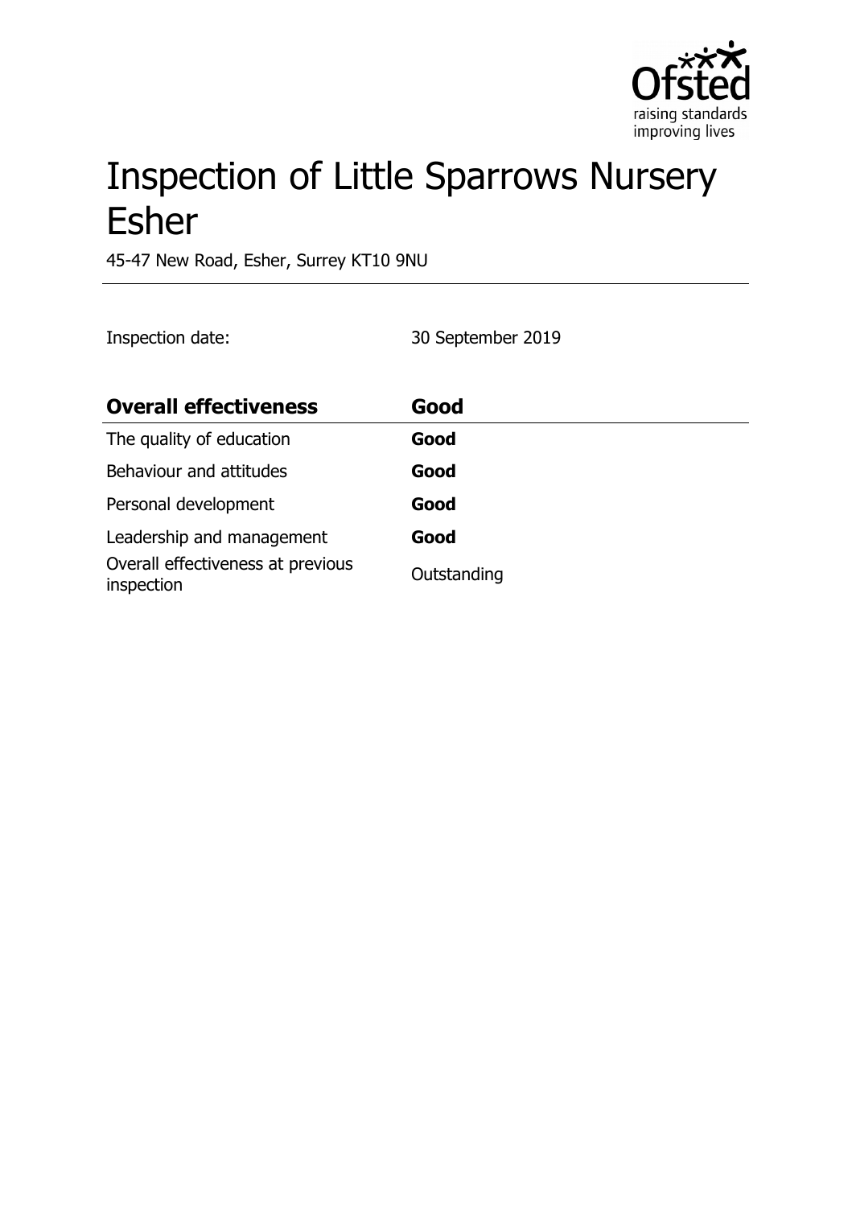# Inspection of Little Sparrows Nursery Esher

45-47 New Road, Esher, Surrey KT10 9NU

Inspection date: 30 September 2019

| **Overall effectiveness** | **Good** |
|---|---|
| The quality of education | **Good** |
| Behaviour and attitudes | **Good** |
| Personal development | **Good** |
| Leadership and management | **Good** |
| Overall effectiveness at previous inspection | Outstanding |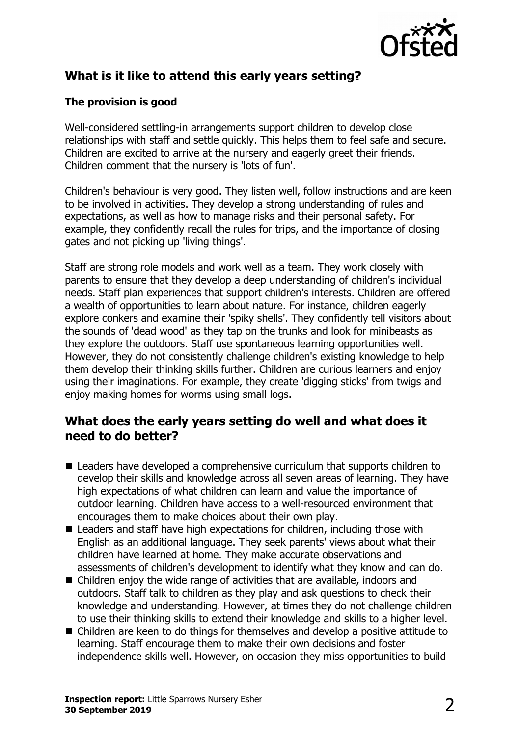## What is it like to attend this early years setting?

### The provision is good

Well-considered settling-in arrangements support children to develop close relationships with staff and settle quickly. This helps them to feel safe and secure. Children are excited to arrive at the nursery and eagerly greet their friends. Children comment that the nursery is 'lots of fun'.

Children's behaviour is very good. They listen well, follow instructions and are keen to be involved in activities. They develop a strong understanding of rules and expectations, as well as how to manage risks and their personal safety. For example, they confidently recall the rules for trips, and the importance of closing gates and not picking up 'living things'.

Staff are strong role models and work well as a team. They work closely with parents to ensure that they develop a deep understanding of children's individual needs. Staff plan experiences that support children's interests. Children are offered a wealth of opportunities to learn about nature. For instance, children eagerly explore conkers and examine their 'spiky shells'. They confidently tell visitors about the sounds of 'dead wood' as they tap on the trunks and look for minibeasts as they explore the outdoors. Staff use spontaneous learning opportunities well. However, they do not consistently challenge children's existing knowledge to help them develop their thinking skills further. Children are curious learners and enjoy using their imaginations. For example, they create 'digging sticks' from twigs and enjoy making homes for worms using small logs.

## What does the early years setting do well and what does it need to do better?

- Leaders have developed a comprehensive curriculum that supports children to develop their skills and knowledge across all seven areas of learning. They have high expectations of what children can learn and value the importance of outdoor learning. Children have access to a well-resourced environment that encourages them to make choices about their own play.
- Leaders and staff have high expectations for children, including those with English as an additional language. They seek parents' views about what their children have learned at home. They make accurate observations and assessments of children's development to identify what they know and can do.
- Children enjoy the wide range of activities that are available, indoors and outdoors. Staff talk to children as they play and ask questions to check their knowledge and understanding. However, at times they do not challenge children to use their thinking skills to extend their knowledge and skills to a higher level.
- Children are keen to do things for themselves and develop a positive attitude to learning. Staff encourage them to make their own decisions and foster independence skills well. However, on occasion they miss opportunities to build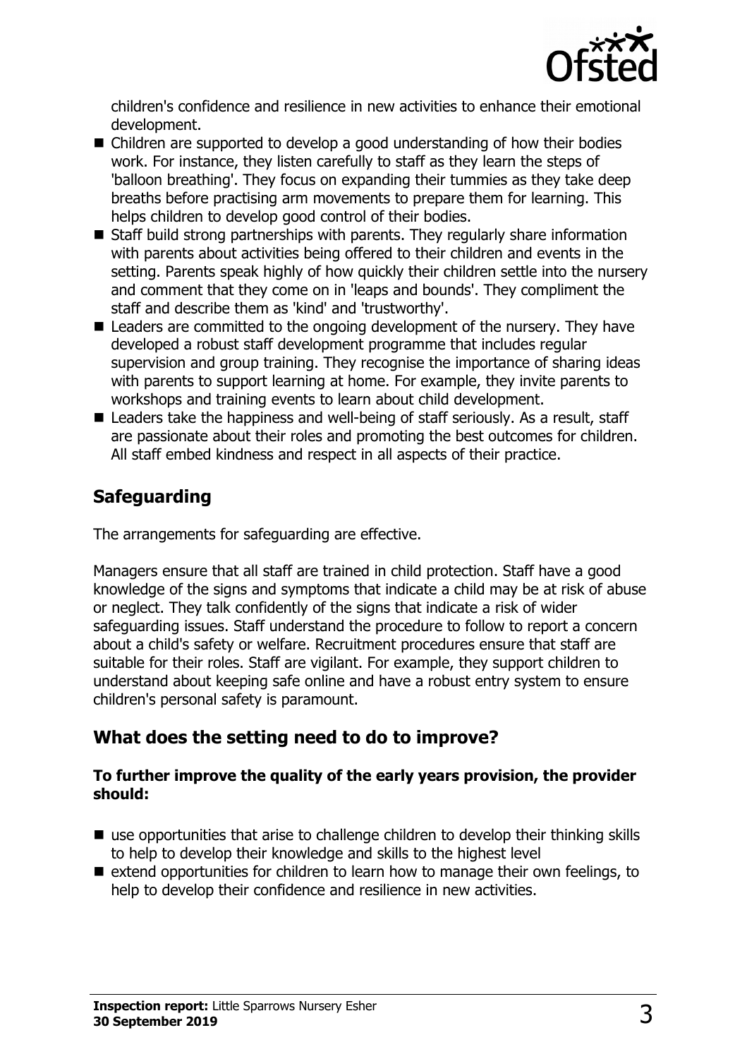children's confidence and resilience in new activities to enhance their emotional development.

- Children are supported to develop a good understanding of how their bodies work. For instance, they listen carefully to staff as they learn the steps of 'balloon breathing'. They focus on expanding their tummies as they take deep breaths before practising arm movements to prepare them for learning. This helps children to develop good control of their bodies.
- Staff build strong partnerships with parents. They regularly share information with parents about activities being offered to their children and events in the setting. Parents speak highly of how quickly their children settle into the nursery and comment that they come on in 'leaps and bounds'. They compliment the staff and describe them as 'kind' and 'trustworthy'.
- Leaders are committed to the ongoing development of the nursery. They have developed a robust staff development programme that includes regular supervision and group training. They recognise the importance of sharing ideas with parents to support learning at home. For example, they invite parents to workshops and training events to learn about child development.
- Leaders take the happiness and well-being of staff seriously. As a result, staff are passionate about their roles and promoting the best outcomes for children. All staff embed kindness and respect in all aspects of their practice.

## Safeguarding

The arrangements for safeguarding are effective.

Managers ensure that all staff are trained in child protection. Staff have a good knowledge of the signs and symptoms that indicate a child may be at risk of abuse or neglect. They talk confidently of the signs that indicate a risk of wider safeguarding issues. Staff understand the procedure to follow to report a concern about a child's safety or welfare. Recruitment procedures ensure that staff are suitable for their roles. Staff are vigilant. For example, they support children to understand about keeping safe online and have a robust entry system to ensure children's personal safety is paramount.

## What does the setting need to do to improve?

**To further improve the quality of the early years provision, the provider should:**

- use opportunities that arise to challenge children to develop their thinking skills to help to develop their knowledge and skills to the highest level
- extend opportunities for children to learn how to manage their own feelings, to help to develop their confidence and resilience in new activities.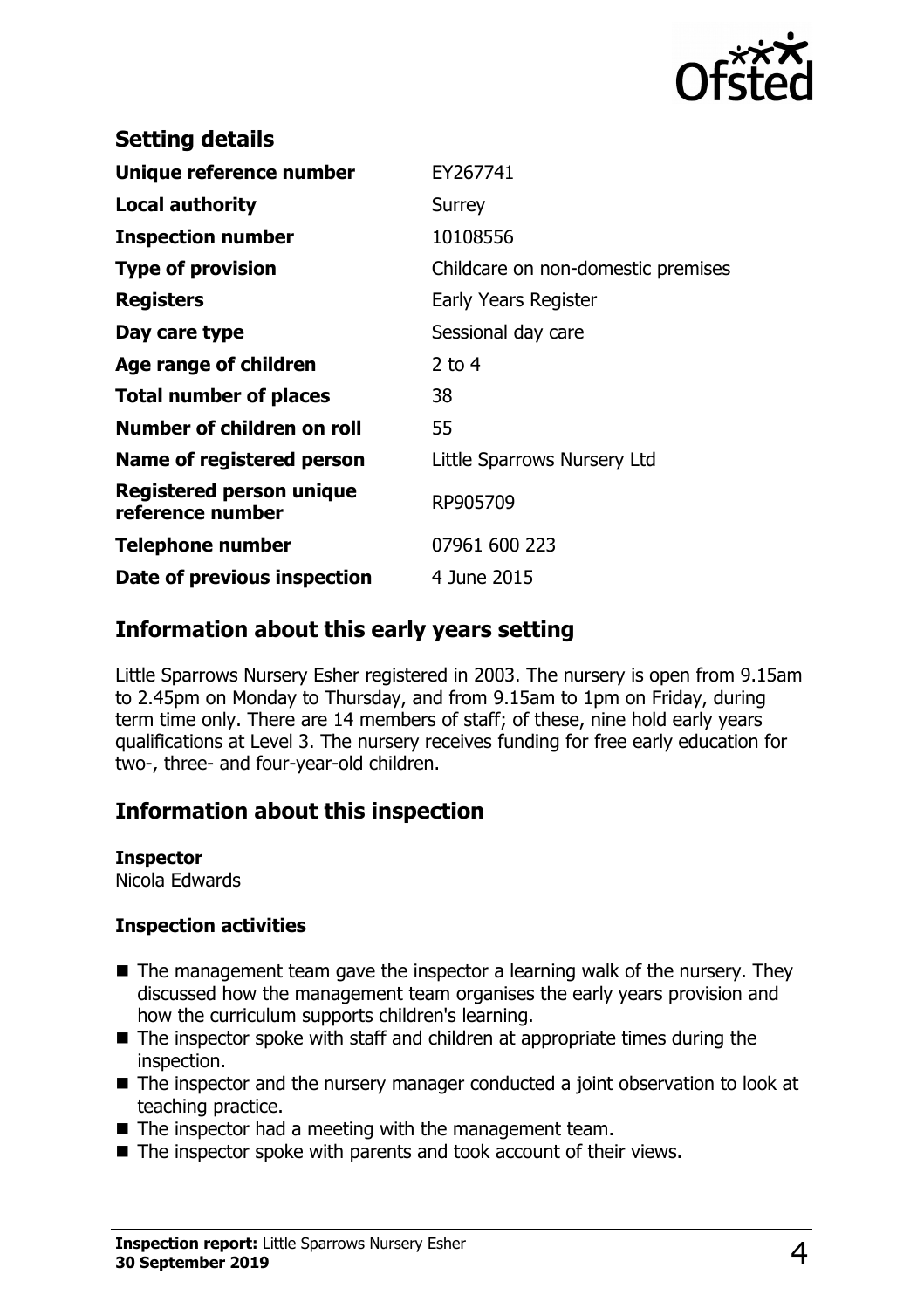## Setting details

| | |
|---|---|
| **Unique reference number** | EY267741 |
| **Local authority** | Surrey |
| **Inspection number** | 10108556 |
| **Type of provision** | Childcare on non-domestic premises |
| **Registers** | Early Years Register |
| **Day care type** | Sessional day care |
| **Age range of children** | 2 to 4 |
| **Total number of places** | 38 |
| **Number of children on roll** | 55 |
| **Name of registered person** | Little Sparrows Nursery Ltd |
| **Registered person unique reference number** | RP905709 |
| **Telephone number** | 07961 600 223 |
| **Date of previous inspection** | 4 June 2015 |

## Information about this early years setting

Little Sparrows Nursery Esher registered in 2003. The nursery is open from 9.15am to 2.45pm on Monday to Thursday, and from 9.15am to 1pm on Friday, during term time only. There are 14 members of staff; of these, nine hold early years qualifications at Level 3. The nursery receives funding for free early education for two-, three- and four-year-old children.

## Information about this inspection

**Inspector**
Nicola Edwards

**Inspection activities**

- The management team gave the inspector a learning walk of the nursery. They discussed how the management team organises the early years provision and how the curriculum supports children's learning.
- The inspector spoke with staff and children at appropriate times during the inspection.
- The inspector and the nursery manager conducted a joint observation to look at teaching practice.
- The inspector had a meeting with the management team.
- The inspector spoke with parents and took account of their views.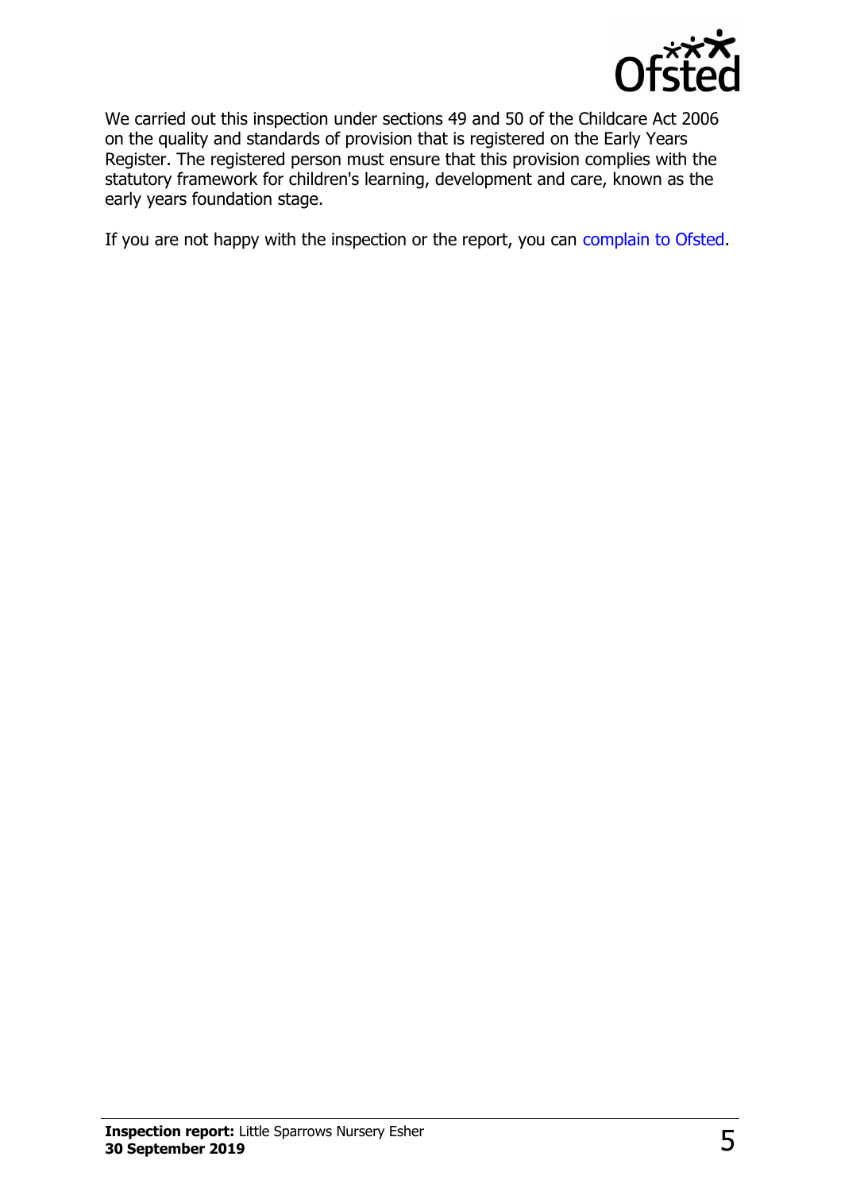We carried out this inspection under sections 49 and 50 of the Childcare Act 2006 on the quality and standards of provision that is registered on the Early Years Register. The registered person must ensure that this provision complies with the statutory framework for children's learning, development and care, known as the early years foundation stage.

If you are not happy with the inspection or the report, you can complain to Ofsted.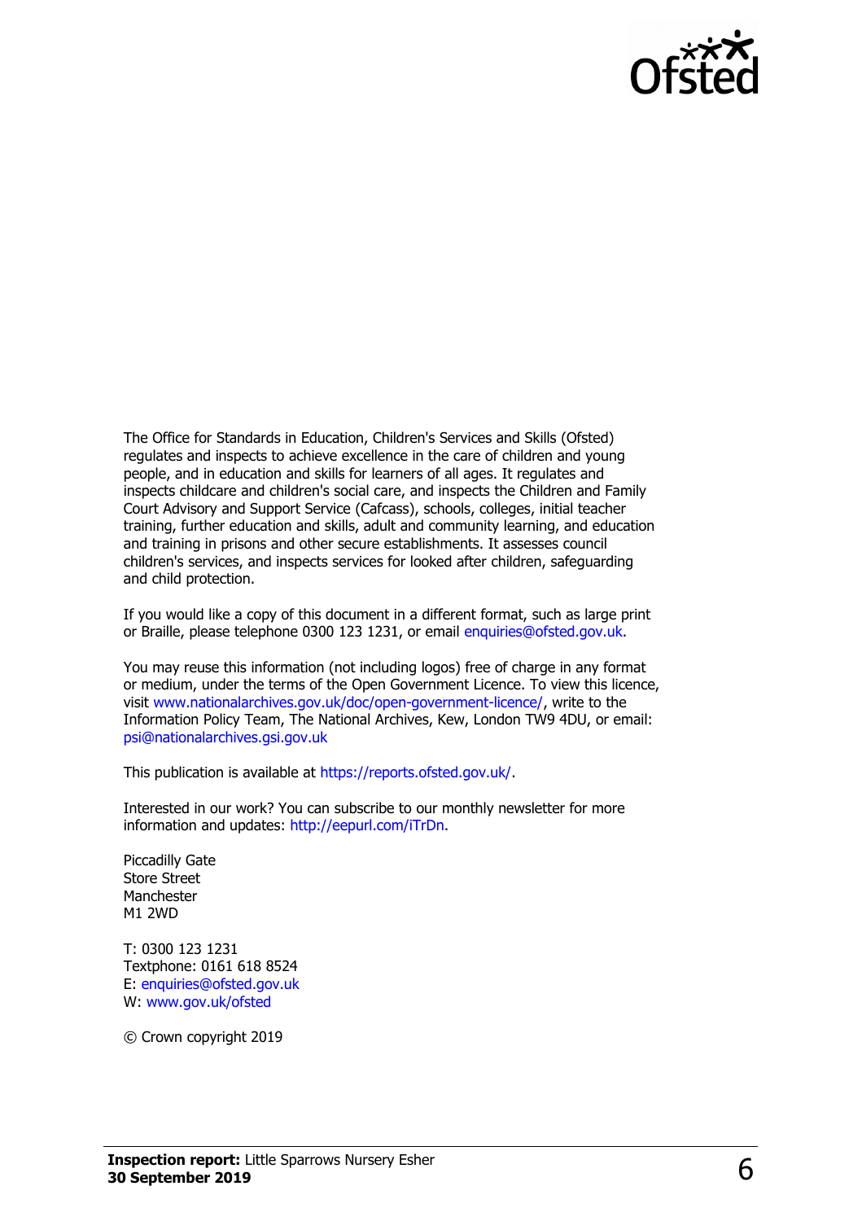The Office for Standards in Education, Children's Services and Skills (Ofsted) regulates and inspects to achieve excellence in the care of children and young people, and in education and skills for learners of all ages. It regulates and inspects childcare and children's social care, and inspects the Children and Family Court Advisory and Support Service (Cafcass), schools, colleges, initial teacher training, further education and skills, adult and community learning, and education and training in prisons and other secure establishments. It assesses council children's services, and inspects services for looked after children, safeguarding and child protection.

If you would like a copy of this document in a different format, such as large print or Braille, please telephone 0300 123 1231, or email enquiries@ofsted.gov.uk.

You may reuse this information (not including logos) free of charge in any format or medium, under the terms of the Open Government Licence. To view this licence, visit www.nationalarchives.gov.uk/doc/open-government-licence/, write to the Information Policy Team, The National Archives, Kew, London TW9 4DU, or email: psi@nationalarchives.gsi.gov.uk

This publication is available at https://reports.ofsted.gov.uk/.

Interested in our work? You can subscribe to our monthly newsletter for more information and updates: http://eepurl.com/iTrDn.

Piccadilly Gate
Store Street
Manchester
M1 2WD

T: 0300 123 1231
Textphone: 0161 618 8524
E: enquiries@ofsted.gov.uk
W: www.gov.uk/ofsted

© Crown copyright 2019